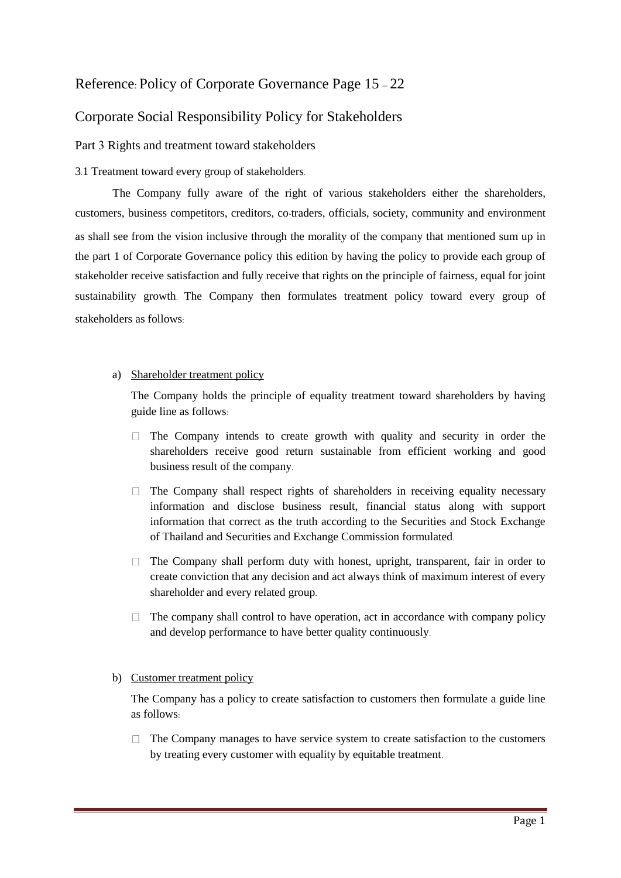Reference: Policy of Corporate Governance Page 15 – 22

## Corporate Social Responsibility Policy for Stakeholders

### Part 3 Rights and treatment toward stakeholders

3.1 Treatment toward every group of stakeholders.

The Company fully aware of the right of various stakeholders either the shareholders, customers, business competitors, creditors, co-traders, officials, society, community and environment as shall see from the vision inclusive through the morality of the company that mentioned sum up in the part 1 of Corporate Governance policy this edition by having the policy to provide each group of stakeholder receive satisfaction and fully receive that rights on the principle of fairness, equal for joint sustainability growth. The Company then formulates treatment policy toward every group of stakeholders as follows:

a) <u>Shareholder treatment policy</u>

The Company holds the principle of equality treatment toward shareholders by having guide line as follows:

- The Company intends to create growth with quality and security in order the shareholders receive good return sustainable from efficient working and good business result of the company.
- The Company shall respect rights of shareholders in receiving equality necessary information and disclose business result, financial status along with support information that correct as the truth according to the Securities and Stock Exchange of Thailand and Securities and Exchange Commission formulated.
- The Company shall perform duty with honest, upright, transparent, fair in order to create conviction that any decision and act always think of maximum interest of every shareholder and every related group.
- The company shall control to have operation, act in accordance with company policy and develop performance to have better quality continuously.

b) <u>Customer treatment policy</u>

The Company has a policy to create satisfaction to customers then formulate a guide line as follows:

- The Company manages to have service system to create satisfaction to the customers by treating every customer with equality by equitable treatment.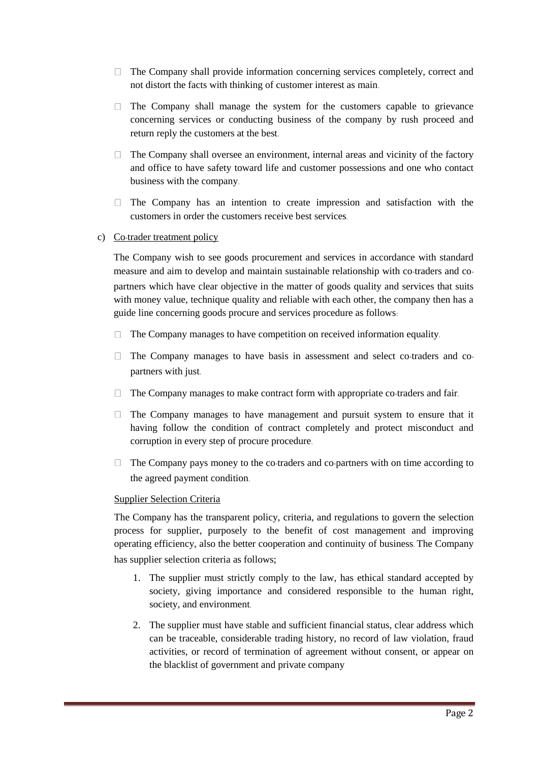- The Company shall provide information concerning services completely, correct and not distort the facts with thinking of customer interest as main.
- The Company shall manage the system for the customers capable to grievance concerning services or conducting business of the company by rush proceed and return reply the customers at the best.
- The Company shall oversee an environment, internal areas and vicinity of the factory and office to have safety toward life and customer possessions and one who contact business with the company.
- The Company has an intention to create impression and satisfaction with the customers in order the customers receive best services.

c) <u>Co-trader treatment policy</u>

The Company wish to see goods procurement and services in accordance with standard measure and aim to develop and maintain sustainable relationship with co-traders and co-partners which have clear objective in the matter of goods quality and services that suits with money value, technique quality and reliable with each other, the company then has a guide line concerning goods procure and services procedure as follows:

- The Company manages to have competition on received information equality.
- The Company manages to have basis in assessment and select co-traders and co-partners with just.
- The Company manages to make contract form with appropriate co-traders and fair.
- The Company manages to have management and pursuit system to ensure that it having follow the condition of contract completely and protect misconduct and corruption in every step of procure procedure.
- The Company pays money to the co-traders and co-partners with on time according to the agreed payment condition.

<u>Supplier Selection Criteria</u>

The Company has the transparent policy, criteria, and regulations to govern the selection process for supplier, purposely to the benefit of cost management and improving operating efficiency, also the better cooperation and continuity of business. The Company has supplier selection criteria as follows;

1. The supplier must strictly comply to the law, has ethical standard accepted by society, giving importance and considered responsible to the human right, society, and environment.
2. The supplier must have stable and sufficient financial status, clear address which can be traceable, considerable trading history, no record of law violation, fraud activities, or record of termination of agreement without consent, or appear on the blacklist of government and private company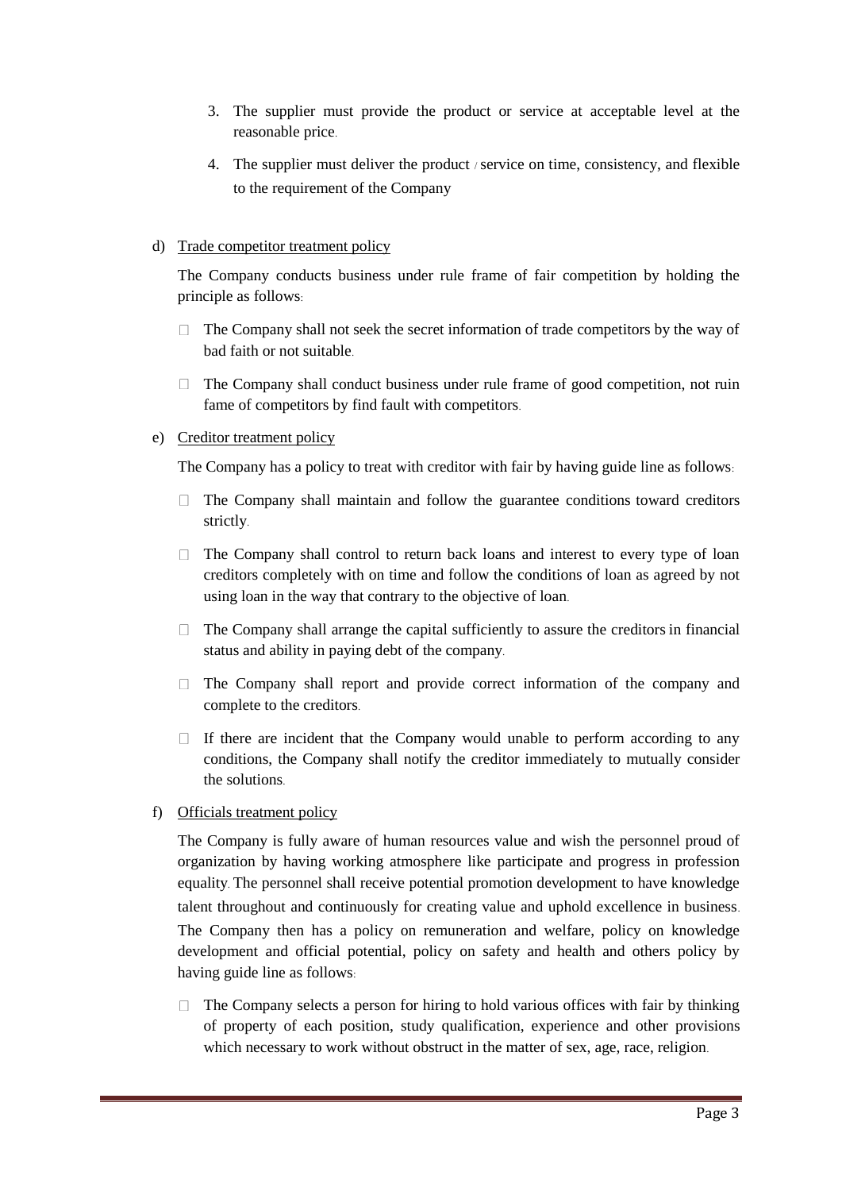3. The supplier must provide the product or service at acceptable level at the reasonable price.
4. The supplier must deliver the product / service on time, consistency, and flexible to the requirement of the Company

d) <u>Trade competitor treatment policy</u>

The Company conducts business under rule frame of fair competition by holding the principle as follows:

- The Company shall not seek the secret information of trade competitors by the way of bad faith or not suitable.
- The Company shall conduct business under rule frame of good competition, not ruin fame of competitors by find fault with competitors.

e) <u>Creditor treatment policy</u>

The Company has a policy to treat with creditor with fair by having guide line as follows:

- The Company shall maintain and follow the guarantee conditions toward creditors strictly.
- The Company shall control to return back loans and interest to every type of loan creditors completely with on time and follow the conditions of loan as agreed by not using loan in the way that contrary to the objective of loan.
- The Company shall arrange the capital sufficiently to assure the creditors in financial status and ability in paying debt of the company.
- The Company shall report and provide correct information of the company and complete to the creditors.
- If there are incident that the Company would unable to perform according to any conditions, the Company shall notify the creditor immediately to mutually consider the solutions.

f) <u>Officials treatment policy</u>

The Company is fully aware of human resources value and wish the personnel proud of organization by having working atmosphere like participate and progress in profession equality. The personnel shall receive potential promotion development to have knowledge talent throughout and continuously for creating value and uphold excellence in business. The Company then has a policy on remuneration and welfare, policy on knowledge development and official potential, policy on safety and health and others policy by having guide line as follows:

- The Company selects a person for hiring to hold various offices with fair by thinking of property of each position, study qualification, experience and other provisions which necessary to work without obstruct in the matter of sex, age, race, religion.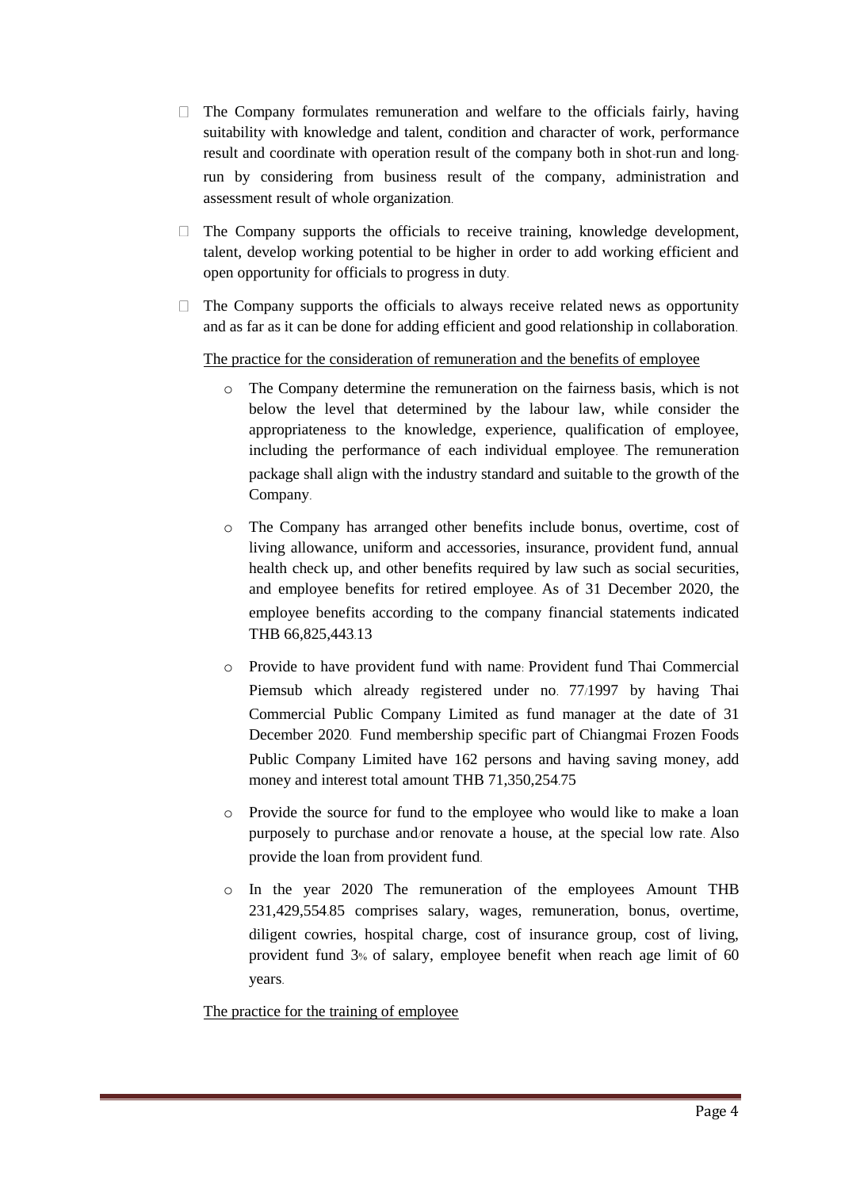- The Company formulates remuneration and welfare to the officials fairly, having suitability with knowledge and talent, condition and character of work, performance result and coordinate with operation result of the company both in shot-run and long-run by considering from business result of the company, administration and assessment result of whole organization.

- The Company supports the officials to receive training, knowledge development, talent, develop working potential to be higher in order to add working efficient and open opportunity for officials to progress in duty.

- The Company supports the officials to always receive related news as opportunity and as far as it can be done for adding efficient and good relationship in collaboration.

<u>The practice for the consideration of remuneration and the benefits of employee</u>

- The Company determine the remuneration on the fairness basis, which is not below the level that determined by the labour law, while consider the appropriateness to the knowledge, experience, qualification of employee, including the performance of each individual employee. The remuneration package shall align with the industry standard and suitable to the growth of the Company.

- The Company has arranged other benefits include bonus, overtime, cost of living allowance, uniform and accessories, insurance, provident fund, annual health check up, and other benefits required by law such as social securities, and employee benefits for retired employee. As of 31 December 2020, the employee benefits according to the company financial statements indicated THB 66,825,443.13

- Provide to have provident fund with name: Provident fund Thai Commercial Piemsub which already registered under no. 77/1997 by having Thai Commercial Public Company Limited as fund manager at the date of 31 December 2020. Fund membership specific part of Chiangmai Frozen Foods Public Company Limited have 162 persons and having saving money, add money and interest total amount THB 71,350,254.75

- Provide the source for fund to the employee who would like to make a loan purposely to purchase and/or renovate a house, at the special low rate. Also provide the loan from provident fund.

- In the year 2020 The remuneration of the employees Amount THB 231,429,554.85 comprises salary, wages, remuneration, bonus, overtime, diligent cowries, hospital charge, cost of insurance group, cost of living, provident fund 3% of salary, employee benefit when reach age limit of 60 years.

<u>The practice for the training of employee</u>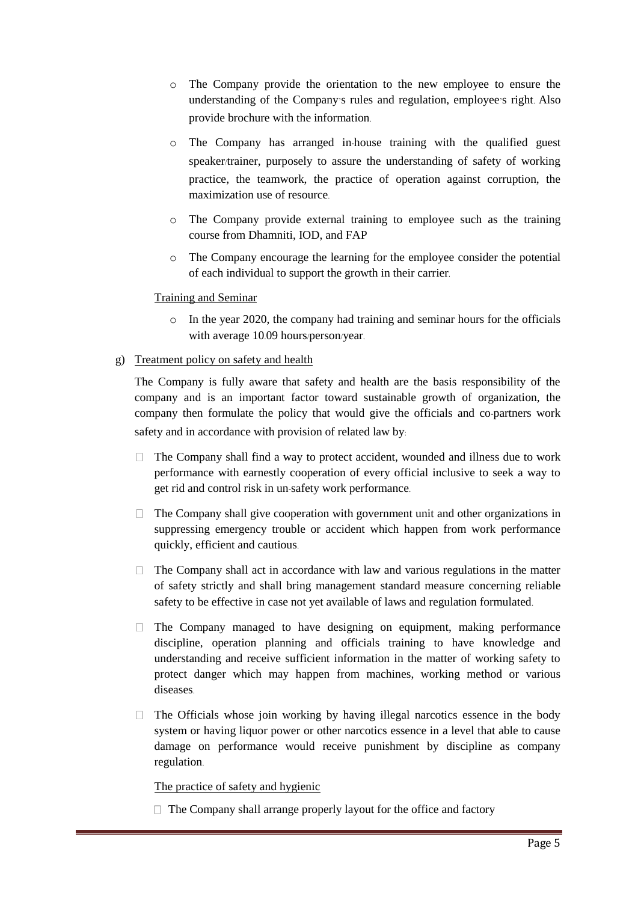- The Company provide the orientation to the new employee to ensure the understanding of the Company's rules and regulation, employee's right. Also provide brochure with the information.
- The Company has arranged in-house training with the qualified guest speaker/trainer, purposely to assure the understanding of safety of working practice, the teamwork, the practice of operation against corruption, the maximization use of resource.
- The Company provide external training to employee such as the training course from Dhamniti, IOD, and FAP
- The Company encourage the learning for the employee consider the potential of each individual to support the growth in their carrier.

Training and Seminar

- In the year 2020, the company had training and seminar hours for the officials with average 10.09 hours/person/year.

g) Treatment policy on safety and health

The Company is fully aware that safety and health are the basis responsibility of the company and is an important factor toward sustainable growth of organization, the company then formulate the policy that would give the officials and co-partners work safety and in accordance with provision of related law by:

- The Company shall find a way to protect accident, wounded and illness due to work performance with earnestly cooperation of every official inclusive to seek a way to get rid and control risk in un-safety work performance.
- The Company shall give cooperation with government unit and other organizations in suppressing emergency trouble or accident which happen from work performance quickly, efficient and cautious.
- The Company shall act in accordance with law and various regulations in the matter of safety strictly and shall bring management standard measure concerning reliable safety to be effective in case not yet available of laws and regulation formulated.
- The Company managed to have designing on equipment, making performance discipline, operation planning and officials training to have knowledge and understanding and receive sufficient information in the matter of working safety to protect danger which may happen from machines, working method or various diseases.
- The Officials whose join working by having illegal narcotics essence in the body system or having liquor power or other narcotics essence in a level that able to cause damage on performance would receive punishment by discipline as company regulation.

The practice of safety and hygienic

- The Company shall arrange properly layout for the office and factory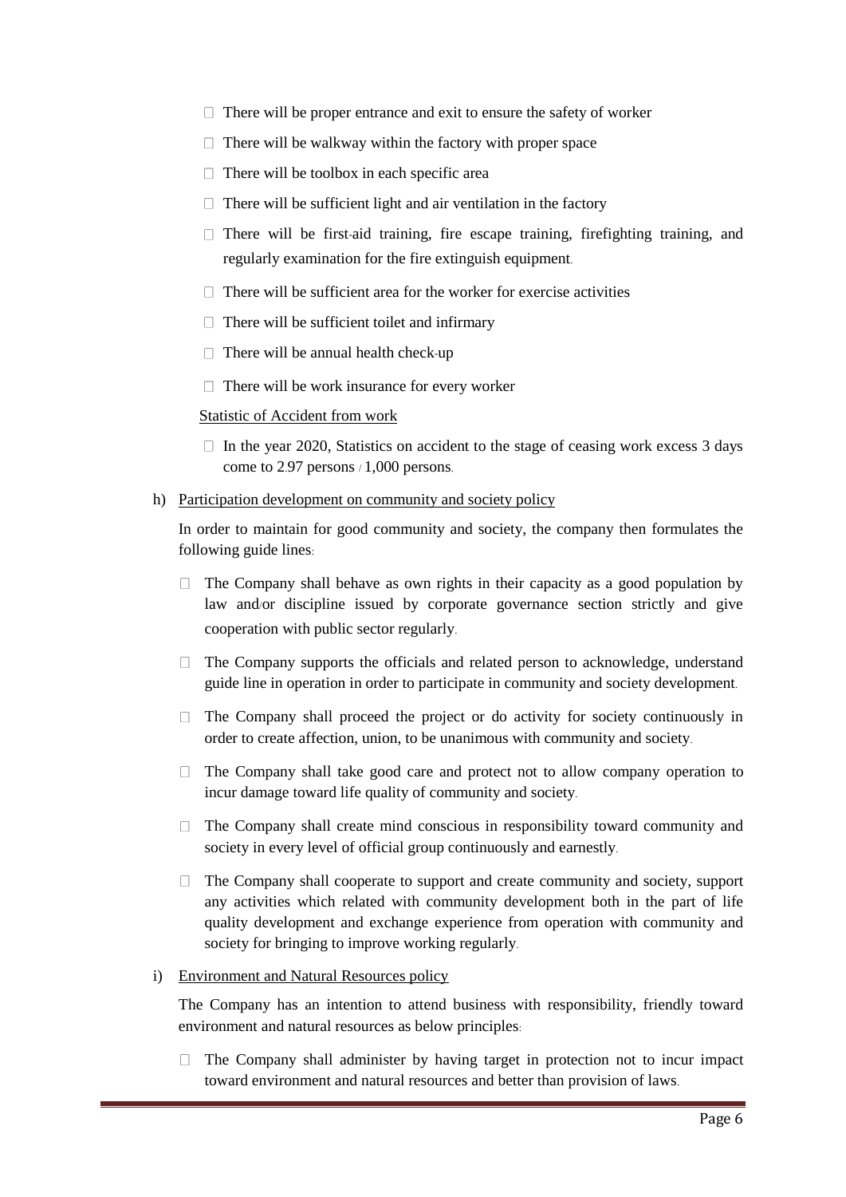- There will be proper entrance and exit to ensure the safety of worker
- There will be walkway within the factory with proper space
- There will be toolbox in each specific area
- There will be sufficient light and air ventilation in the factory
- There will be first-aid training, fire escape training, firefighting training, and regularly examination for the fire extinguish equipment.
- There will be sufficient area for the worker for exercise activities
- There will be sufficient toilet and infirmary
- There will be annual health check-up
- There will be work insurance for every worker

Statistic of Accident from work

- In the year 2020, Statistics on accident to the stage of ceasing work excess 3 days come to 2.97 persons / 1,000 persons.

h) Participation development on community and society policy

In order to maintain for good community and society, the company then formulates the following guide lines:

- The Company shall behave as own rights in their capacity as a good population by law and/or discipline issued by corporate governance section strictly and give cooperation with public sector regularly.
- The Company supports the officials and related person to acknowledge, understand guide line in operation in order to participate in community and society development.
- The Company shall proceed the project or do activity for society continuously in order to create affection, union, to be unanimous with community and society.
- The Company shall take good care and protect not to allow company operation to incur damage toward life quality of community and society.
- The Company shall create mind conscious in responsibility toward community and society in every level of official group continuously and earnestly.
- The Company shall cooperate to support and create community and society, support any activities which related with community development both in the part of life quality development and exchange experience from operation with community and society for bringing to improve working regularly.

i) Environment and Natural Resources policy

The Company has an intention to attend business with responsibility, friendly toward environment and natural resources as below principles:

- The Company shall administer by having target in protection not to incur impact toward environment and natural resources and better than provision of laws.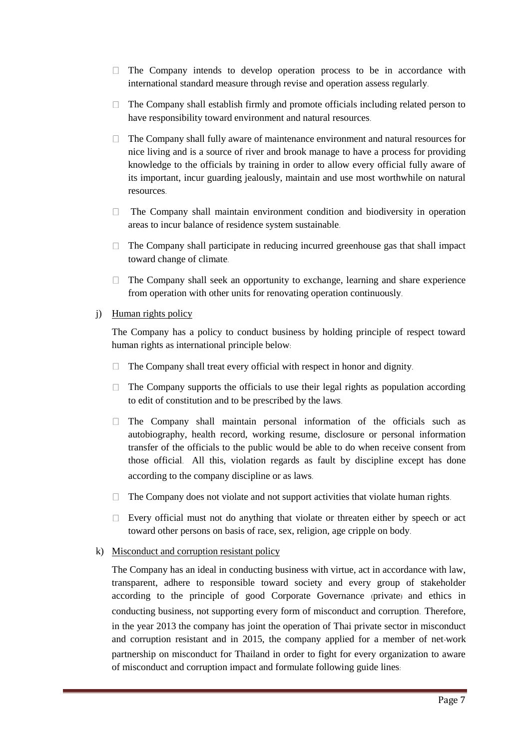- The Company intends to develop operation process to be in accordance with international standard measure through revise and operation assess regularly.
- The Company shall establish firmly and promote officials including related person to have responsibility toward environment and natural resources.
- The Company shall fully aware of maintenance environment and natural resources for nice living and is a source of river and brook manage to have a process for providing knowledge to the officials by training in order to allow every official fully aware of its important, incur guarding jealously, maintain and use most worthwhile on natural resources.
- The Company shall maintain environment condition and biodiversity in operation areas to incur balance of residence system sustainable.
- The Company shall participate in reducing incurred greenhouse gas that shall impact toward change of climate.
- The Company shall seek an opportunity to exchange, learning and share experience from operation with other units for renovating operation continuously.

j) <u>Human rights policy</u>

The Company has a policy to conduct business by holding principle of respect toward human rights as international principle below:

- The Company shall treat every official with respect in honor and dignity.
- The Company supports the officials to use their legal rights as population according to edit of constitution and to be prescribed by the laws.
- The Company shall maintain personal information of the officials such as autobiography, health record, working resume, disclosure or personal information transfer of the officials to the public would be able to do when receive consent from those official. All this, violation regards as fault by discipline except has done according to the company discipline or as laws.
- The Company does not violate and not support activities that violate human rights.
- Every official must not do anything that violate or threaten either by speech or act toward other persons on basis of race, sex, religion, age cripple on body.

k) <u>Misconduct and corruption resistant policy</u>

The Company has an ideal in conducting business with virtue, act in accordance with law, transparent, adhere to responsible toward society and every group of stakeholder according to the principle of good Corporate Governance (private) and ethics in conducting business, not supporting every form of misconduct and corruption. Therefore, in the year 2013 the company has joint the operation of Thai private sector in misconduct and corruption resistant and in 2015, the company applied for a member of net-work partnership on misconduct for Thailand in order to fight for every organization to aware of misconduct and corruption impact and formulate following guide lines: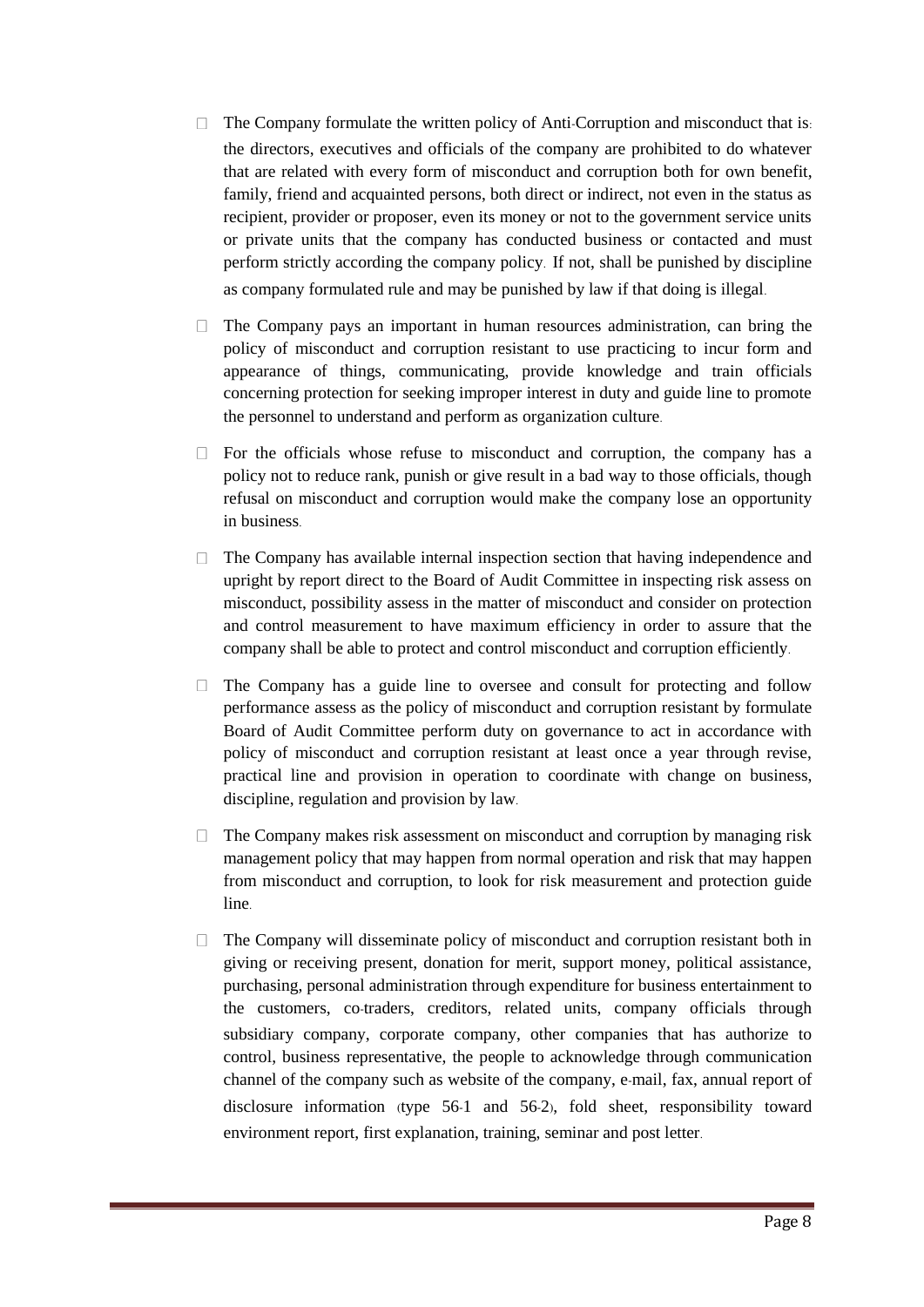- The Company formulate the written policy of Anti-Corruption and misconduct that is: the directors, executives and officials of the company are prohibited to do whatever that are related with every form of misconduct and corruption both for own benefit, family, friend and acquainted persons, both direct or indirect, not even in the status as recipient, provider or proposer, even its money or not to the government service units or private units that the company has conducted business or contacted and must perform strictly according the company policy. If not, shall be punished by discipline as company formulated rule and may be punished by law if that doing is illegal.

- The Company pays an important in human resources administration, can bring the policy of misconduct and corruption resistant to use practicing to incur form and appearance of things, communicating, provide knowledge and train officials concerning protection for seeking improper interest in duty and guide line to promote the personnel to understand and perform as organization culture.

- For the officials whose refuse to misconduct and corruption, the company has a policy not to reduce rank, punish or give result in a bad way to those officials, though refusal on misconduct and corruption would make the company lose an opportunity in business.

- The Company has available internal inspection section that having independence and upright by report direct to the Board of Audit Committee in inspecting risk assess on misconduct, possibility assess in the matter of misconduct and consider on protection and control measurement to have maximum efficiency in order to assure that the company shall be able to protect and control misconduct and corruption efficiently.

- The Company has a guide line to oversee and consult for protecting and follow performance assess as the policy of misconduct and corruption resistant by formulate Board of Audit Committee perform duty on governance to act in accordance with policy of misconduct and corruption resistant at least once a year through revise, practical line and provision in operation to coordinate with change on business, discipline, regulation and provision by law.

- The Company makes risk assessment on misconduct and corruption by managing risk management policy that may happen from normal operation and risk that may happen from misconduct and corruption, to look for risk measurement and protection guide line.

- The Company will disseminate policy of misconduct and corruption resistant both in giving or receiving present, donation for merit, support money, political assistance, purchasing, personal administration through expenditure for business entertainment to the customers, co-traders, creditors, related units, company officials through subsidiary company, corporate company, other companies that has authorize to control, business representative, the people to acknowledge through communication channel of the company such as website of the company, e-mail, fax, annual report of disclosure information (type 56-1 and 56-2), fold sheet, responsibility toward environment report, first explanation, training, seminar and post letter.